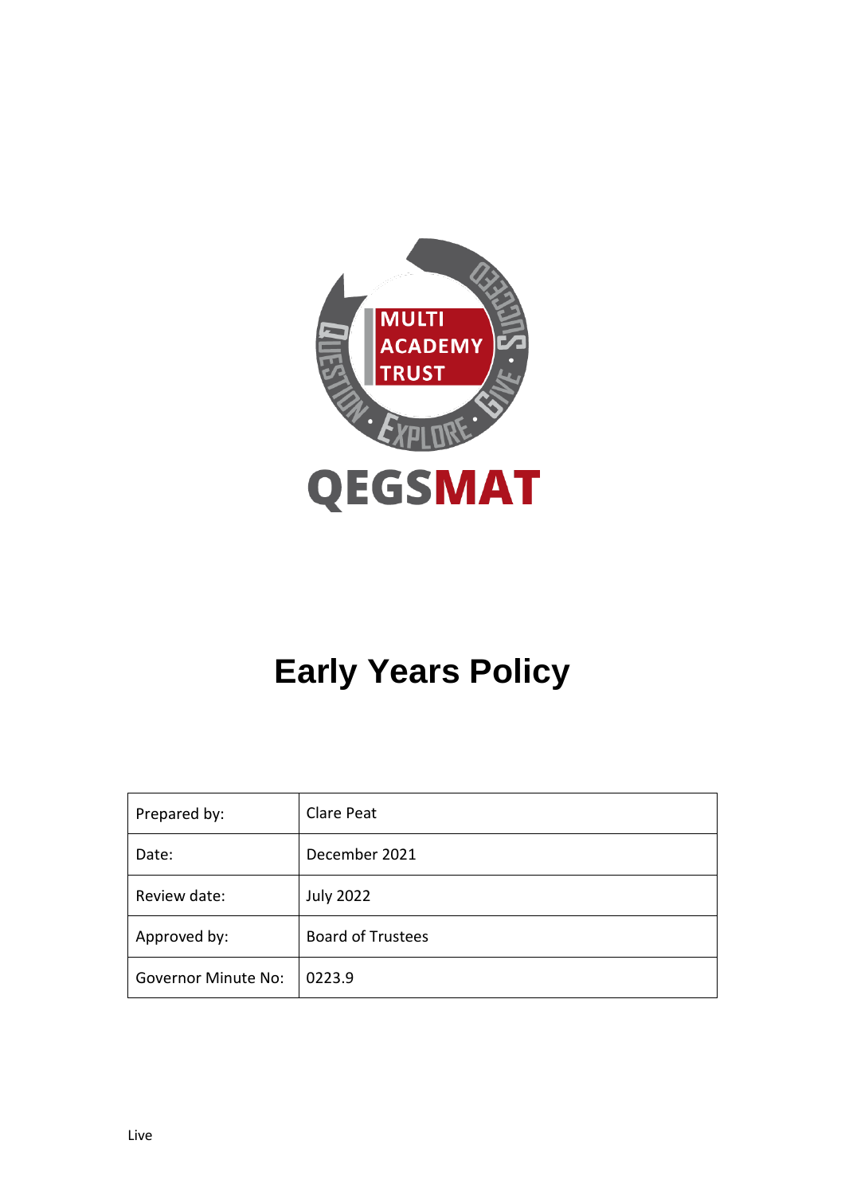MULTI ACADEMY TRUST

QUESTION · EXPLORE · GIVE · SUCCEED

QEGSMAT

# Early Years Policy

| Prepared by: | Clare Peat |
|---|---|
| Date: | December 2021 |
| Review date: | July 2022 |
| Approved by: | Board of Trustees |
| Governor Minute No: | 0223.9 |

Live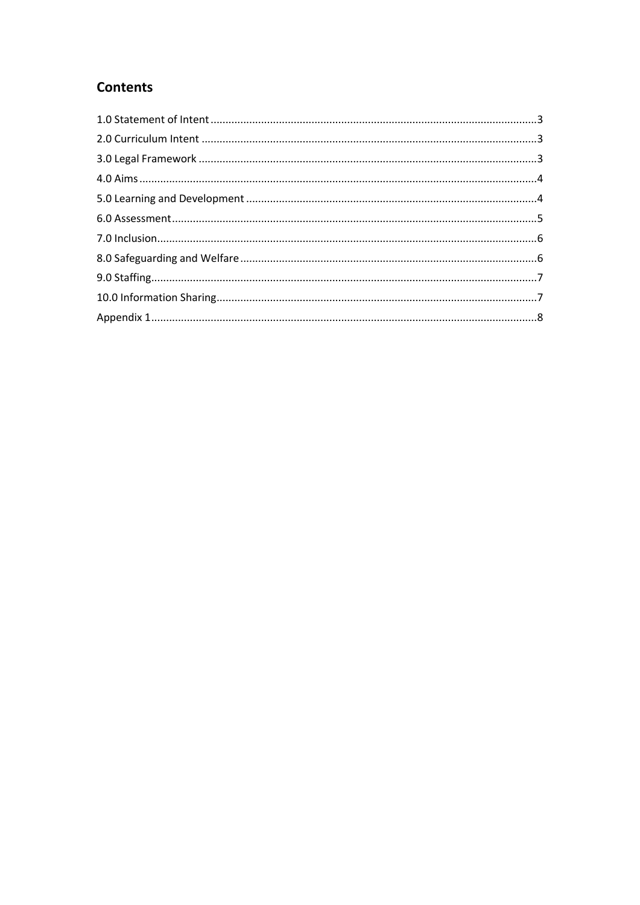## Contents

1.0 Statement of Intent ....................................................................................................................3
2.0 Curriculum Intent .......................................................................................................................3
3.0 Legal Framework .......................................................................................................................3
4.0 Aims ..........................................................................................................................................4
5.0 Learning and Development .......................................................................................................4
6.0 Assessment ................................................................................................................................5
7.0 Inclusion .....................................................................................................................................6
8.0 Safeguarding and Welfare ..........................................................................................................6
9.0 Staffing .......................................................................................................................................7
10.0 Information Sharing ..................................................................................................................7
Appendix 1 ......................................................................................................................................8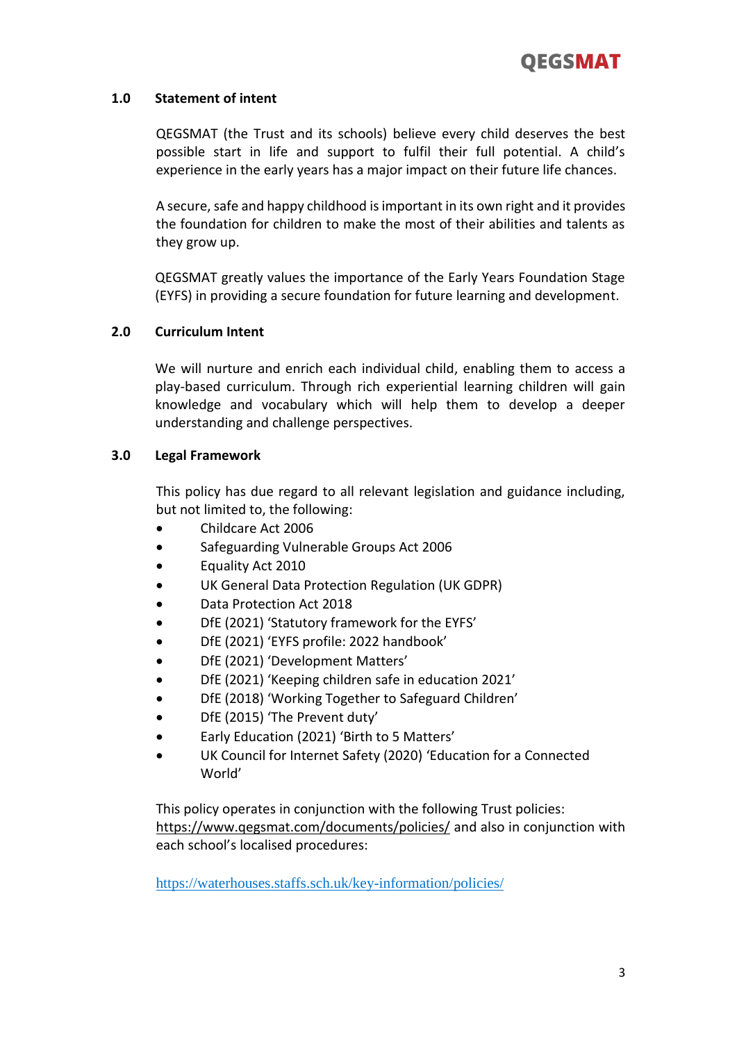## 1.0 Statement of intent

QEGSMAT (the Trust and its schools) believe every child deserves the best possible start in life and support to fulfil their full potential. A child's experience in the early years has a major impact on their future life chances.

A secure, safe and happy childhood is important in its own right and it provides the foundation for children to make the most of their abilities and talents as they grow up.

QEGSMAT greatly values the importance of the Early Years Foundation Stage (EYFS) in providing a secure foundation for future learning and development.

## 2.0 Curriculum Intent

We will nurture and enrich each individual child, enabling them to access a play-based curriculum. Through rich experiential learning children will gain knowledge and vocabulary which will help them to develop a deeper understanding and challenge perspectives.

## 3.0 Legal Framework

This policy has due regard to all relevant legislation and guidance including, but not limited to, the following:

- Childcare Act 2006
- Safeguarding Vulnerable Groups Act 2006
- Equality Act 2010
- UK General Data Protection Regulation (UK GDPR)
- Data Protection Act 2018
- DfE (2021) 'Statutory framework for the EYFS'
- DfE (2021) 'EYFS profile: 2022 handbook'
- DfE (2021) 'Development Matters'
- DfE (2021) 'Keeping children safe in education 2021'
- DfE (2018) 'Working Together to Safeguard Children'
- DfE (2015) 'The Prevent duty'
- Early Education (2021) 'Birth to 5 Matters'
- UK Council for Internet Safety (2020) 'Education for a Connected World'

This policy operates in conjunction with the following Trust policies: https://www.qegsmat.com/documents/policies/ and also in conjunction with each school's localised procedures:

https://waterhouses.staffs.sch.uk/key-information/policies/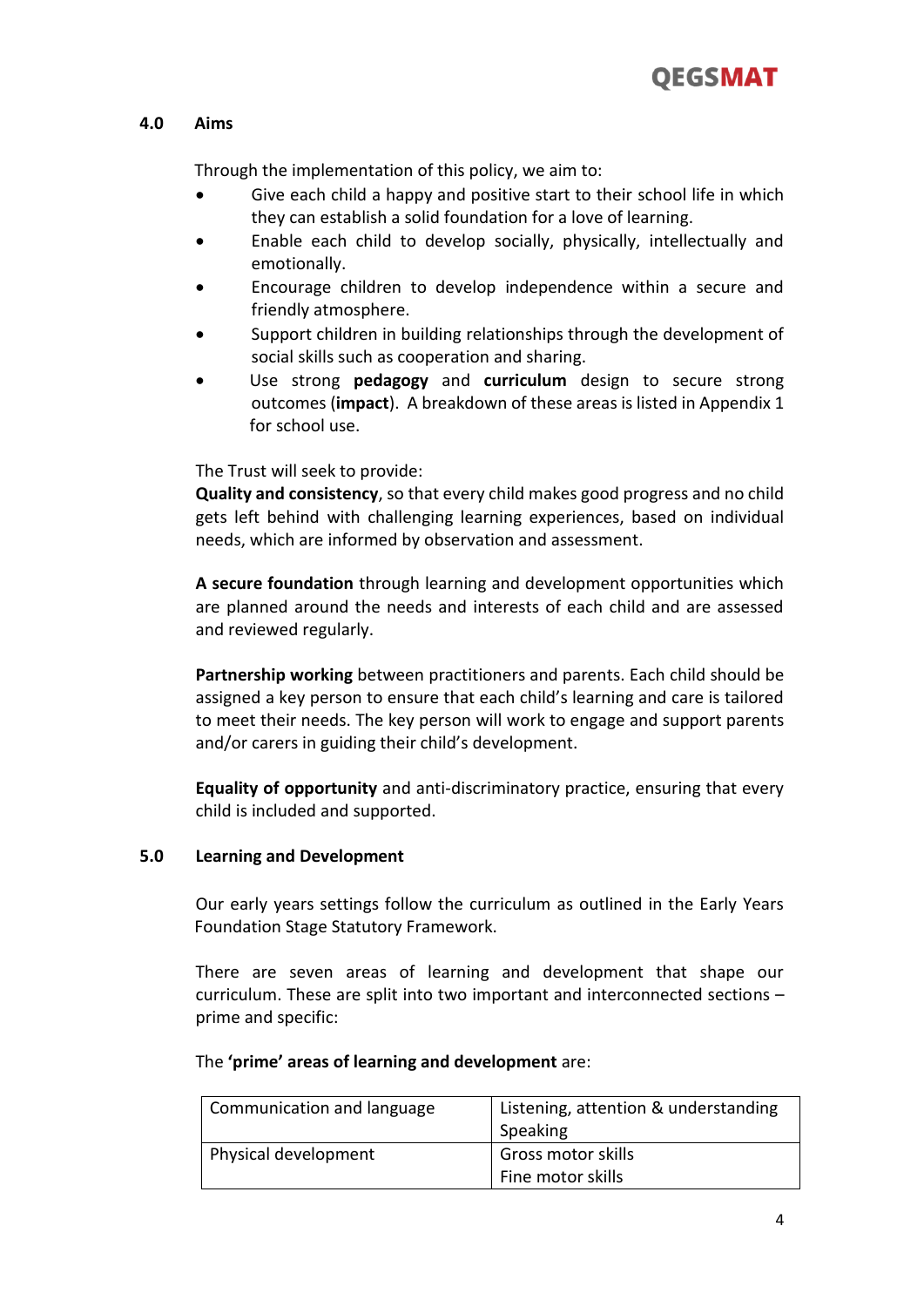## 4.0 Aims

Through the implementation of this policy, we aim to:

- Give each child a happy and positive start to their school life in which they can establish a solid foundation for a love of learning.
- Enable each child to develop socially, physically, intellectually and emotionally.
- Encourage children to develop independence within a secure and friendly atmosphere.
- Support children in building relationships through the development of social skills such as cooperation and sharing.
- Use strong **pedagogy** and **curriculum** design to secure strong outcomes (**impact**). A breakdown of these areas is listed in Appendix 1 for school use.

The Trust will seek to provide:

**Quality and consistency**, so that every child makes good progress and no child gets left behind with challenging learning experiences, based on individual needs, which are informed by observation and assessment.

**A secure foundation** through learning and development opportunities which are planned around the needs and interests of each child and are assessed and reviewed regularly.

**Partnership working** between practitioners and parents. Each child should be assigned a key person to ensure that each child's learning and care is tailored to meet their needs. The key person will work to engage and support parents and/or carers in guiding their child's development.

**Equality of opportunity** and anti-discriminatory practice, ensuring that every child is included and supported.

## 5.0 Learning and Development

Our early years settings follow the curriculum as outlined in the Early Years Foundation Stage Statutory Framework.

There are seven areas of learning and development that shape our curriculum. These are split into two important and interconnected sections – prime and specific:

The **'prime' areas of learning and development** are:

| | |
|---|---|
| Communication and language | Listening, attention & understanding<br>Speaking |
| Physical development | Gross motor skills<br>Fine motor skills |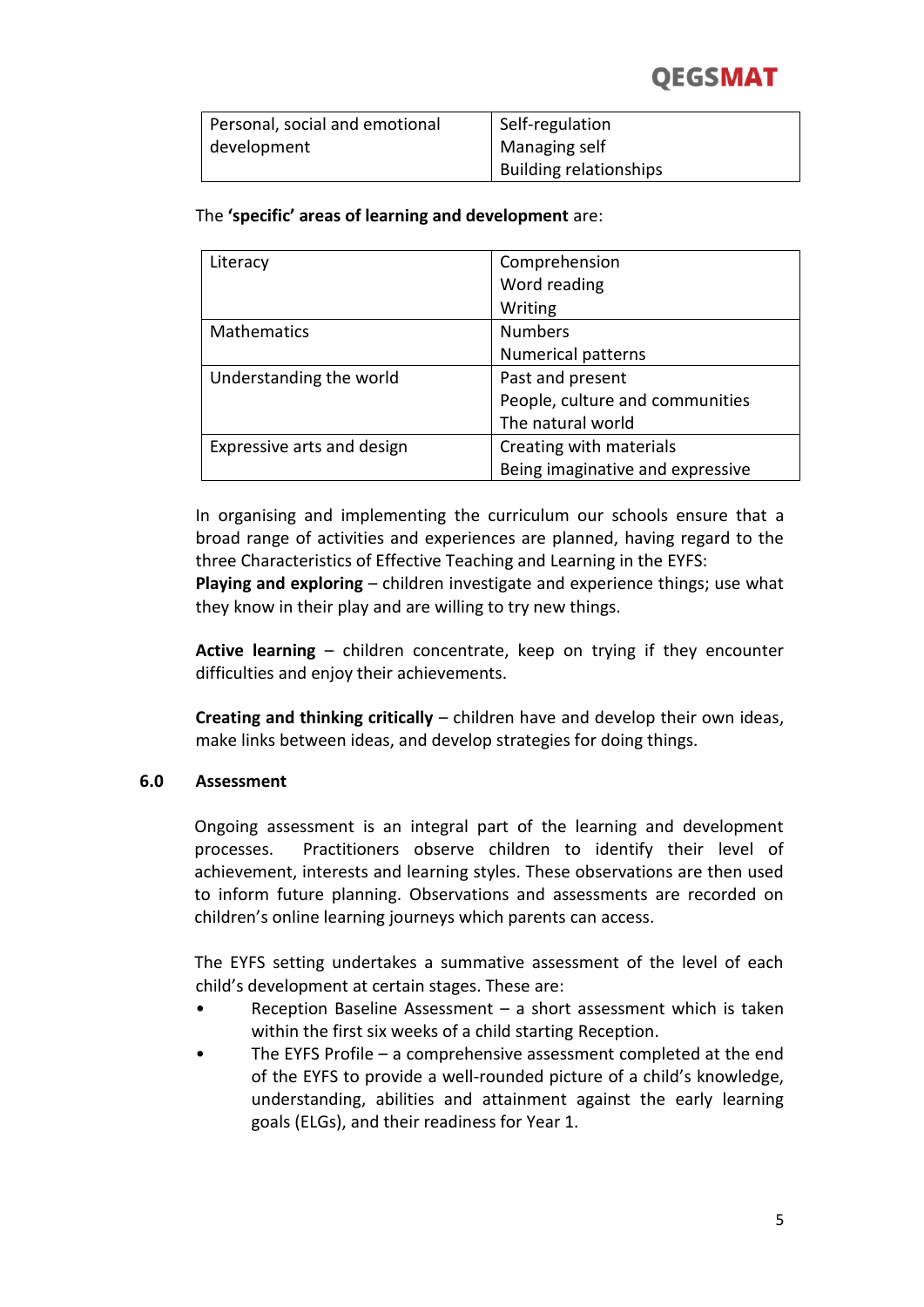| Personal, social and emotional development | Self-regulation<br>Managing self<br>Building relationships |
|---|---|

The **'specific' areas of learning and development** are:

| Literacy | Comprehension<br>Word reading<br>Writing |
|---|---|
| Mathematics | Numbers<br>Numerical patterns |
| Understanding the world | Past and present<br>People, culture and communities<br>The natural world |
| Expressive arts and design | Creating with materials<br>Being imaginative and expressive |

In organising and implementing the curriculum our schools ensure that a broad range of activities and experiences are planned, having regard to the three Characteristics of Effective Teaching and Learning in the EYFS:
**Playing and exploring** – children investigate and experience things; use what they know in their play and are willing to try new things.

**Active learning** – children concentrate, keep on trying if they encounter difficulties and enjoy their achievements.

**Creating and thinking critically** – children have and develop their own ideas, make links between ideas, and develop strategies for doing things.

## 6.0 Assessment

Ongoing assessment is an integral part of the learning and development processes. Practitioners observe children to identify their level of achievement, interests and learning styles. These observations are then used to inform future planning. Observations and assessments are recorded on children's online learning journeys which parents can access.

The EYFS setting undertakes a summative assessment of the level of each child's development at certain stages. These are:

- Reception Baseline Assessment – a short assessment which is taken within the first six weeks of a child starting Reception.
- The EYFS Profile – a comprehensive assessment completed at the end of the EYFS to provide a well-rounded picture of a child's knowledge, understanding, abilities and attainment against the early learning goals (ELGs), and their readiness for Year 1.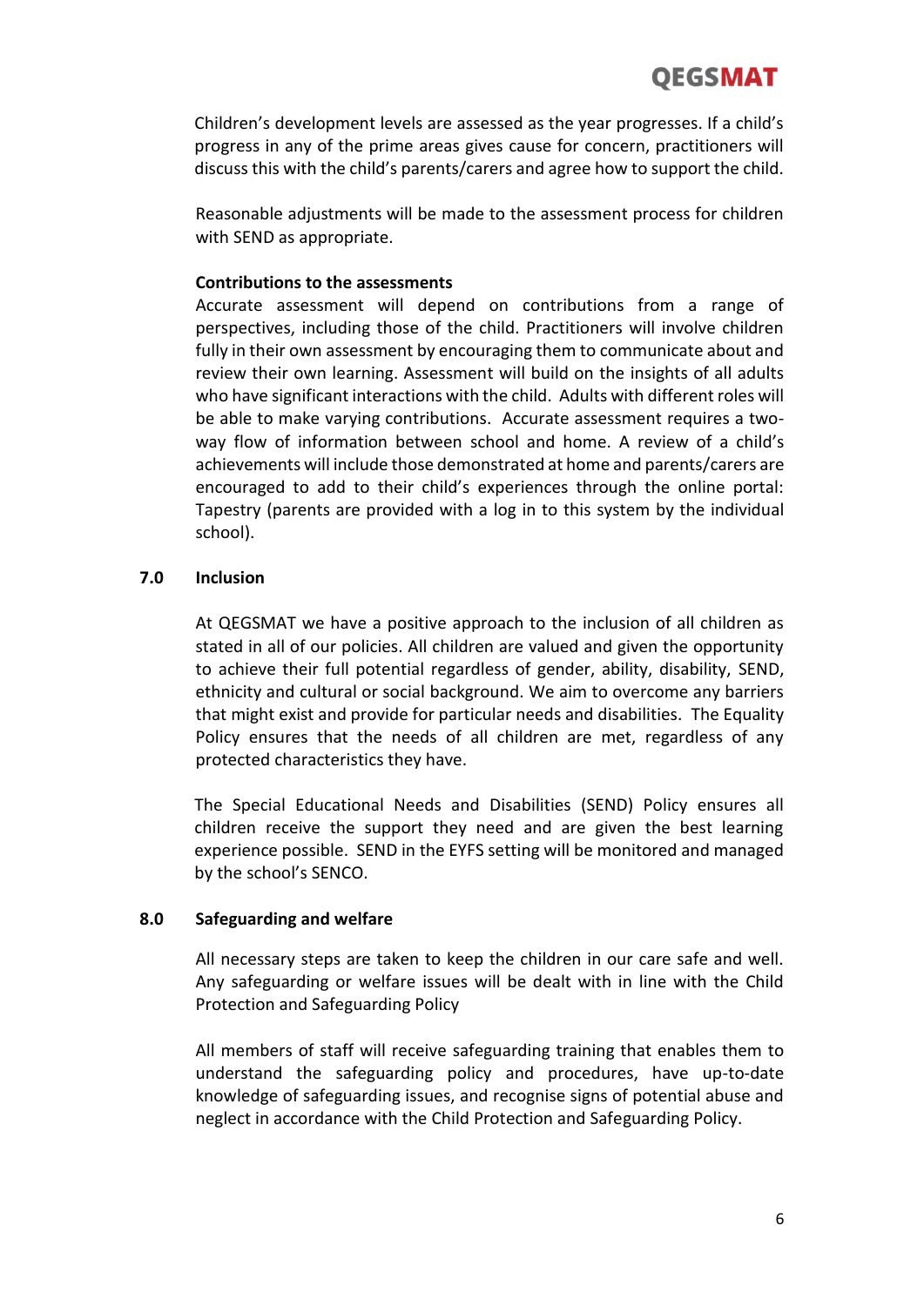Children's development levels are assessed as the year progresses. If a child's progress in any of the prime areas gives cause for concern, practitioners will discuss this with the child's parents/carers and agree how to support the child.

Reasonable adjustments will be made to the assessment process for children with SEND as appropriate.

**Contributions to the assessments**

Accurate assessment will depend on contributions from a range of perspectives, including those of the child. Practitioners will involve children fully in their own assessment by encouraging them to communicate about and review their own learning. Assessment will build on the insights of all adults who have significant interactions with the child. Adults with different roles will be able to make varying contributions. Accurate assessment requires a two-way flow of information between school and home. A review of a child's achievements will include those demonstrated at home and parents/carers are encouraged to add to their child's experiences through the online portal: Tapestry (parents are provided with a log in to this system by the individual school).

## 7.0 Inclusion

At QEGSMAT we have a positive approach to the inclusion of all children as stated in all of our policies. All children are valued and given the opportunity to achieve their full potential regardless of gender, ability, disability, SEND, ethnicity and cultural or social background. We aim to overcome any barriers that might exist and provide for particular needs and disabilities. The Equality Policy ensures that the needs of all children are met, regardless of any protected characteristics they have.

The Special Educational Needs and Disabilities (SEND) Policy ensures all children receive the support they need and are given the best learning experience possible. SEND in the EYFS setting will be monitored and managed by the school's SENCO.

## 8.0 Safeguarding and welfare

All necessary steps are taken to keep the children in our care safe and well. Any safeguarding or welfare issues will be dealt with in line with the Child Protection and Safeguarding Policy

All members of staff will receive safeguarding training that enables them to understand the safeguarding policy and procedures, have up-to-date knowledge of safeguarding issues, and recognise signs of potential abuse and neglect in accordance with the Child Protection and Safeguarding Policy.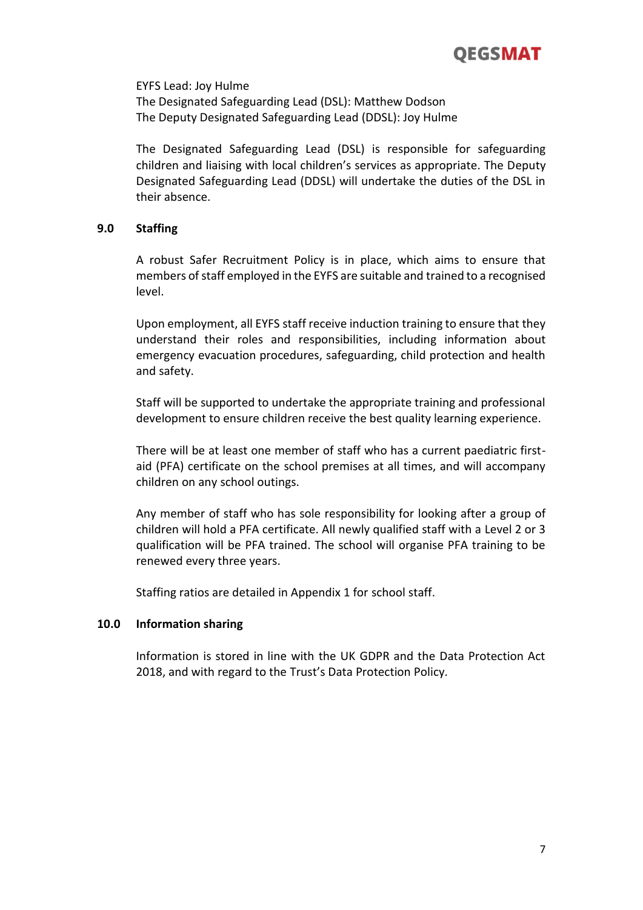EYFS Lead: Joy Hulme
The Designated Safeguarding Lead (DSL): Matthew Dodson
The Deputy Designated Safeguarding Lead (DDSL): Joy Hulme

The Designated Safeguarding Lead (DSL) is responsible for safeguarding children and liaising with local children's services as appropriate. The Deputy Designated Safeguarding Lead (DDSL) will undertake the duties of the DSL in their absence.

## 9.0 Staffing

A robust Safer Recruitment Policy is in place, which aims to ensure that members of staff employed in the EYFS are suitable and trained to a recognised level.

Upon employment, all EYFS staff receive induction training to ensure that they understand their roles and responsibilities, including information about emergency evacuation procedures, safeguarding, child protection and health and safety.

Staff will be supported to undertake the appropriate training and professional development to ensure children receive the best quality learning experience.

There will be at least one member of staff who has a current paediatric first-aid (PFA) certificate on the school premises at all times, and will accompany children on any school outings.

Any member of staff who has sole responsibility for looking after a group of children will hold a PFA certificate. All newly qualified staff with a Level 2 or 3 qualification will be PFA trained. The school will organise PFA training to be renewed every three years.

Staffing ratios are detailed in Appendix 1 for school staff.

## 10.0 Information sharing

Information is stored in line with the UK GDPR and the Data Protection Act 2018, and with regard to the Trust's Data Protection Policy.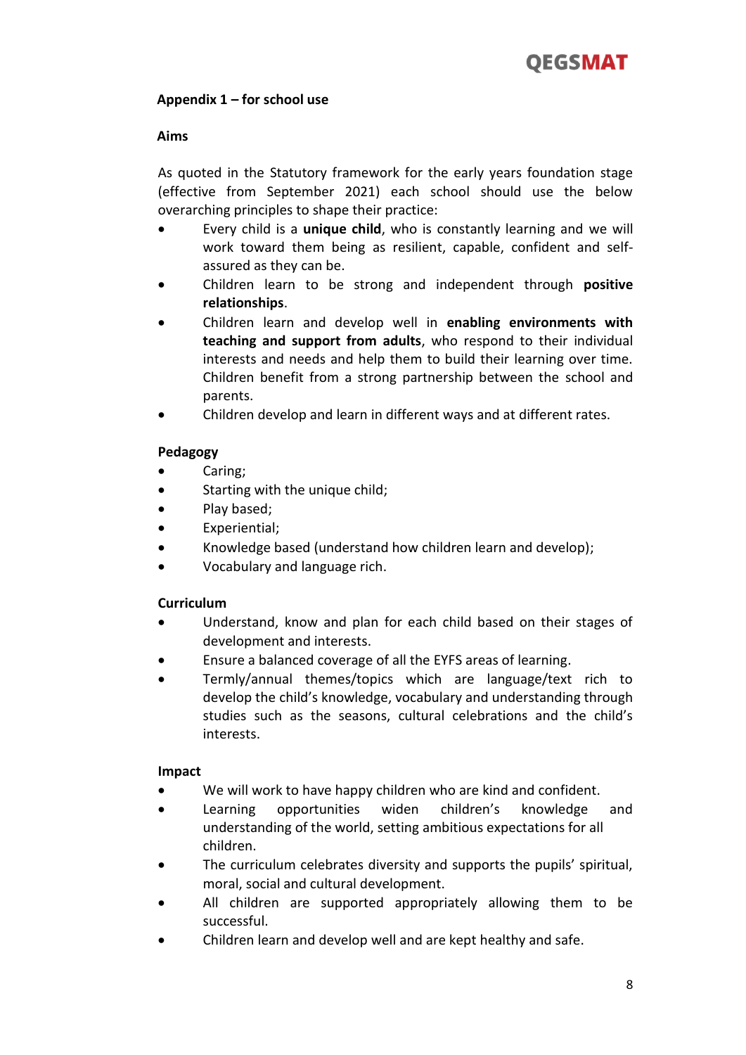**Appendix 1 – for school use**

**Aims**

As quoted in the Statutory framework for the early years foundation stage (effective from September 2021) each school should use the below overarching principles to shape their practice:

- Every child is a **unique child**, who is constantly learning and we will work toward them being as resilient, capable, confident and self-assured as they can be.
- Children learn to be strong and independent through **positive relationships**.
- Children learn and develop well in **enabling environments with teaching and support from adults**, who respond to their individual interests and needs and help them to build their learning over time. Children benefit from a strong partnership between the school and parents.
- Children develop and learn in different ways and at different rates.

**Pedagogy**

- Caring;
- Starting with the unique child;
- Play based;
- Experiential;
- Knowledge based (understand how children learn and develop);
- Vocabulary and language rich.

**Curriculum**

- Understand, know and plan for each child based on their stages of development and interests.
- Ensure a balanced coverage of all the EYFS areas of learning.
- Termly/annual themes/topics which are language/text rich to develop the child's knowledge, vocabulary and understanding through studies such as the seasons, cultural celebrations and the child's interests.

**Impact**

- We will work to have happy children who are kind and confident.
- Learning opportunities widen children's knowledge and understanding of the world, setting ambitious expectations for all children.
- The curriculum celebrates diversity and supports the pupils' spiritual, moral, social and cultural development.
- All children are supported appropriately allowing them to be successful.
- Children learn and develop well and are kept healthy and safe.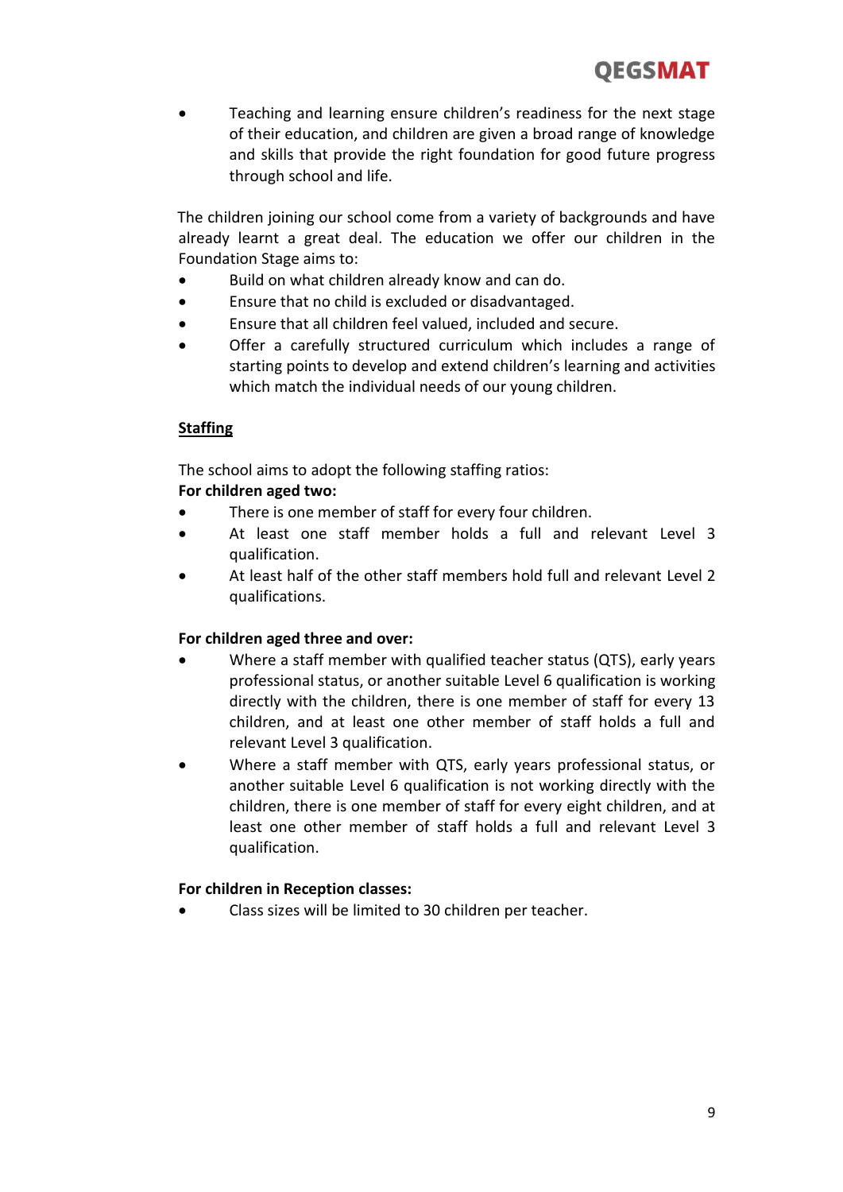- Teaching and learning ensure children's readiness for the next stage of their education, and children are given a broad range of knowledge and skills that provide the right foundation for good future progress through school and life.

The children joining our school come from a variety of backgrounds and have already learnt a great deal. The education we offer our children in the Foundation Stage aims to:

- Build on what children already know and can do.
- Ensure that no child is excluded or disadvantaged.
- Ensure that all children feel valued, included and secure.
- Offer a carefully structured curriculum which includes a range of starting points to develop and extend children's learning and activities which match the individual needs of our young children.

## Staffing

The school aims to adopt the following staffing ratios:

**For children aged two:**

- There is one member of staff for every four children.
- At least one staff member holds a full and relevant Level 3 qualification.
- At least half of the other staff members hold full and relevant Level 2 qualifications.

**For children aged three and over:**

- Where a staff member with qualified teacher status (QTS), early years professional status, or another suitable Level 6 qualification is working directly with the children, there is one member of staff for every 13 children, and at least one other member of staff holds a full and relevant Level 3 qualification.
- Where a staff member with QTS, early years professional status, or another suitable Level 6 qualification is not working directly with the children, there is one member of staff for every eight children, and at least one other member of staff holds a full and relevant Level 3 qualification.

**For children in Reception classes:**

- Class sizes will be limited to 30 children per teacher.